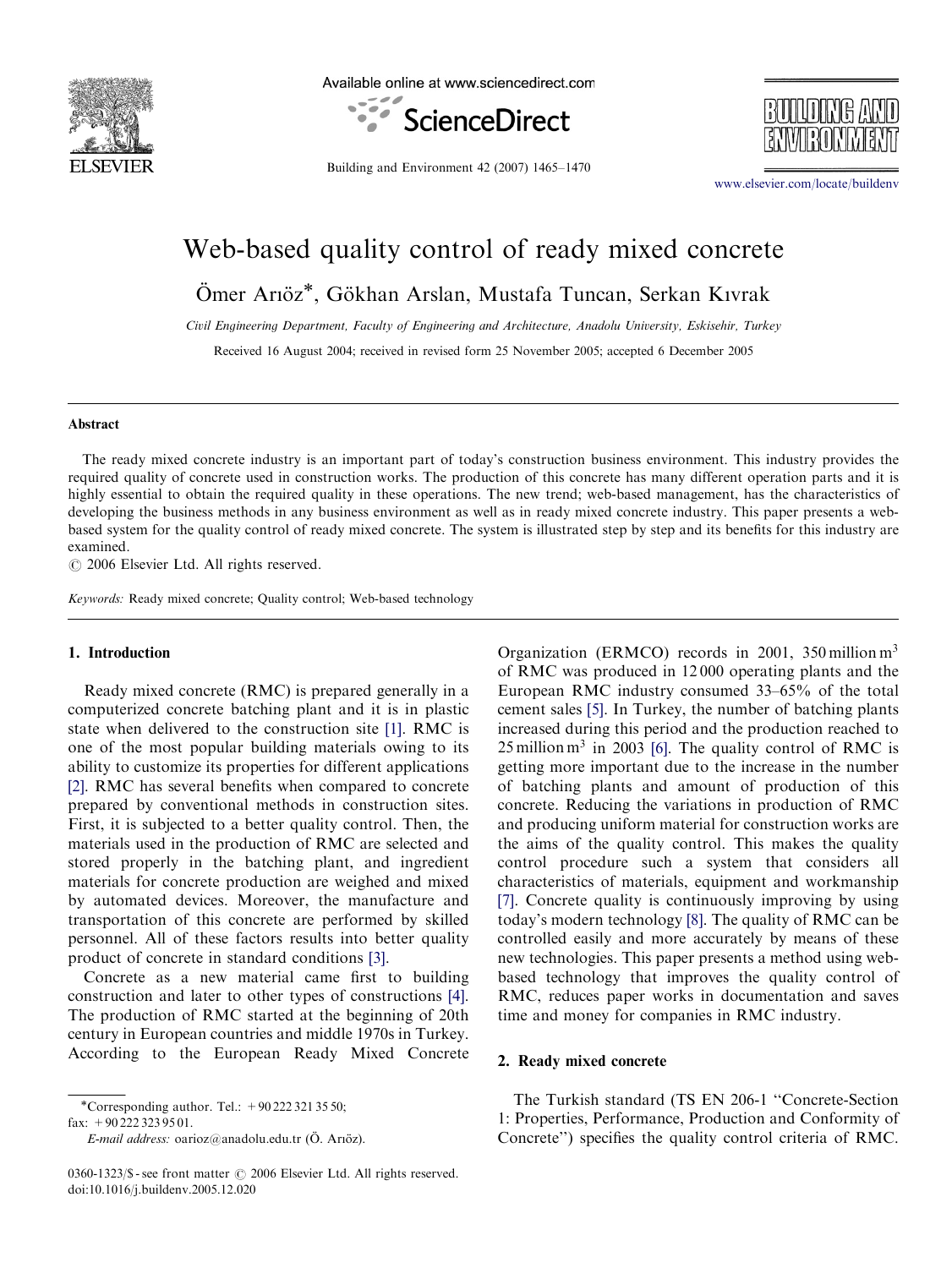# Web-based quality control of ready mixed concrete

Ömer Arıöz*, Gökhan Arslan, Mustafa Tuncan, Serkan Kıvrak

*Civil Engineering Department, Faculty of Engineering and Architecture, Anadolu University, Eskisehir, Turkey*

Received 16 August 2004; received in revised form 25 November 2005; accepted 6 December 2005

## Abstract

The ready mixed concrete industry is an important part of today's construction business environment. This industry provides the required quality of concrete used in construction works. The production of this concrete has many different operation parts and it is highly essential to obtain the required quality in these operations. The new trend; web-based management, has the characteristics of developing the business methods in any business environment as well as in ready mixed concrete industry. This paper presents a web-based system for the quality control of ready mixed concrete. The system is illustrated step by step and its benefits for this industry are examined.

© 2006 Elsevier Ltd. All rights reserved.

*Keywords:* Ready mixed concrete; Quality control; Web-based technology

## 1. Introduction

Ready mixed concrete (RMC) is prepared generally in a computerized concrete batching plant and it is in plastic state when delivered to the construction site [1]. RMC is one of the most popular building materials owing to its ability to customize its properties for different applications [2]. RMC has several benefits when compared to concrete prepared by conventional methods in construction sites. First, it is subjected to a better quality control. Then, the materials used in the production of RMC are selected and stored properly in the batching plant, and ingredient materials for concrete production are weighed and mixed by automated devices. Moreover, the manufacture and transportation of this concrete are performed by skilled personnel. All of these factors results into better quality product of concrete in standard conditions [3].

Concrete as a new material came first to building construction and later to other types of constructions [4]. The production of RMC started at the beginning of 20th century in European countries and middle 1970s in Turkey. According to the European Ready Mixed Concrete Organization (ERMCO) records in 2001, 350 million $m^3$ of RMC was produced in 12 000 operating plants and the European RMC industry consumed 33–65% of the total cement sales [5]. In Turkey, the number of batching plants increased during this period and the production reached to 25 million $m^3$ in 2003 [6]. The quality control of RMC is getting more important due to the increase in the number of batching plants and amount of production of this concrete. Reducing the variations in production of RMC and producing uniform material for construction works are the aims of the quality control. This makes the quality control procedure such a system that considers all characteristics of materials, equipment and workmanship [7]. Concrete quality is continuously improving by using today's modern technology [8]. The quality of RMC can be controlled easily and more accurately by means of these new technologies. This paper presents a method using web-based technology that improves the quality control of RMC, reduces paper works in documentation and saves time and money for companies in RMC industry.

## 2. Ready mixed concrete

The Turkish standard (TS EN 206-1 "Concrete-Section 1: Properties, Performance, Production and Conformity of Concrete") specifies the quality control criteria of RMC.

*Corresponding author. Tel.: +90 222 321 35 50; fax: +90 222 323 95 01.
*E-mail address:* oarioz@anadolu.edu.tr (Ö. Arıöz).

0360-1323/$ - see front matter © 2006 Elsevier Ltd. All rights reserved.
doi:10.1016/j.buildenv.2005.12.020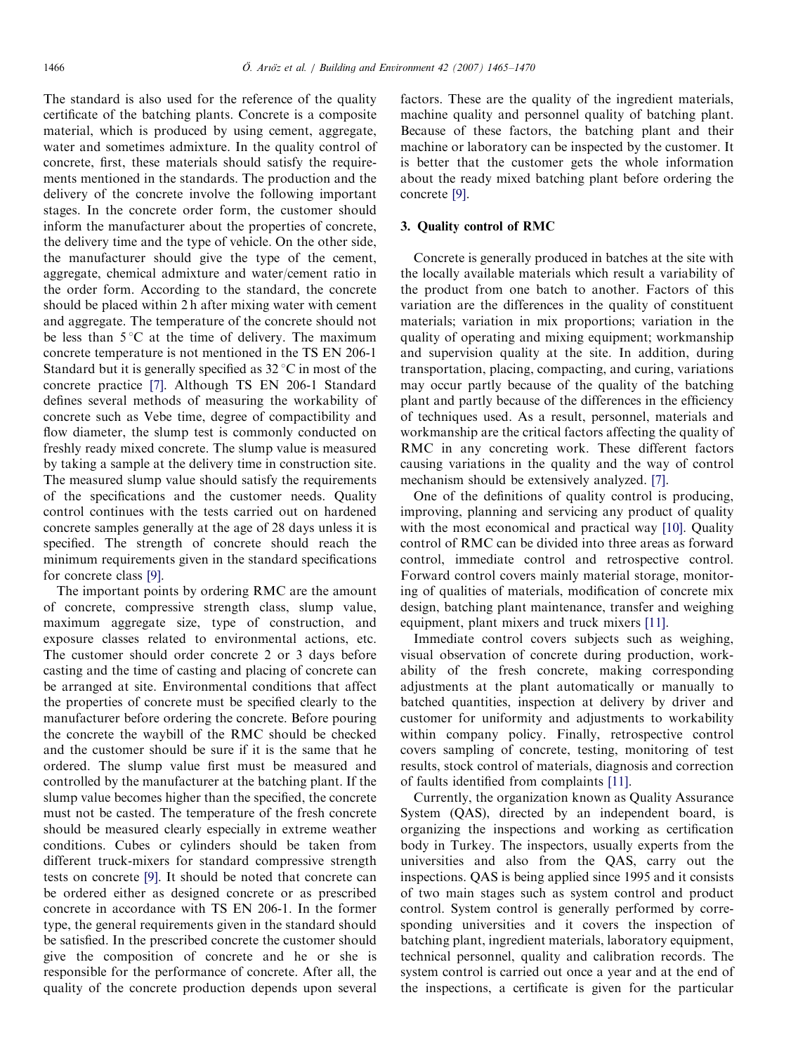The standard is also used for the reference of the quality certificate of the batching plants. Concrete is a composite material, which is produced by using cement, aggregate, water and sometimes admixture. In the quality control of concrete, first, these materials should satisfy the requirements mentioned in the standards. The production and the delivery of the concrete involve the following important stages. In the concrete order form, the customer should inform the manufacturer about the properties of concrete, the delivery time and the type of vehicle. On the other side, the manufacturer should give the type of the cement, aggregate, chemical admixture and water/cement ratio in the order form. According to the standard, the concrete should be placed within 2 h after mixing water with cement and aggregate. The temperature of the concrete should not be less than 5 °C at the time of delivery. The maximum concrete temperature is not mentioned in the TS EN 206-1 Standard but it is generally specified as 32 °C in most of the concrete practice [7]. Although TS EN 206-1 Standard defines several methods of measuring the workability of concrete such as Vebe time, degree of compactibility and flow diameter, the slump test is commonly conducted on freshly ready mixed concrete. The slump value is measured by taking a sample at the delivery time in construction site. The measured slump value should satisfy the requirements of the specifications and the customer needs. Quality control continues with the tests carried out on hardened concrete samples generally at the age of 28 days unless it is specified. The strength of concrete should reach the minimum requirements given in the standard specifications for concrete class [9].

The important points by ordering RMC are the amount of concrete, compressive strength class, slump value, maximum aggregate size, type of construction, and exposure classes related to environmental actions, etc. The customer should order concrete 2 or 3 days before casting and the time of casting and placing of concrete can be arranged at site. Environmental conditions that affect the properties of concrete must be specified clearly to the manufacturer before ordering the concrete. Before pouring the concrete the waybill of the RMC should be checked and the customer should be sure if it is the same that he ordered. The slump value first must be measured and controlled by the manufacturer at the batching plant. If the slump value becomes higher than the specified, the concrete must not be casted. The temperature of the fresh concrete should be measured clearly especially in extreme weather conditions. Cubes or cylinders should be taken from different truck-mixers for standard compressive strength tests on concrete [9]. It should be noted that concrete can be ordered either as designed concrete or as prescribed concrete in accordance with TS EN 206-1. In the former type, the general requirements given in the standard should be satisfied. In the prescribed concrete the customer should give the composition of concrete and he or she is responsible for the performance of concrete. After all, the quality of the concrete production depends upon several factors. These are the quality of the ingredient materials, machine quality and personnel quality of batching plant. Because of these factors, the batching plant and their machine or laboratory can be inspected by the customer. It is better that the customer gets the whole information about the ready mixed batching plant before ordering the concrete [9].

## 3. Quality control of RMC

Concrete is generally produced in batches at the site with the locally available materials which result a variability of the product from one batch to another. Factors of this variation are the differences in the quality of constituent materials; variation in mix proportions; variation in the quality of operating and mixing equipment; workmanship and supervision quality at the site. In addition, during transportation, placing, compacting, and curing, variations may occur partly because of the quality of the batching plant and partly because of the differences in the efficiency of techniques used. As a result, personnel, materials and workmanship are the critical factors affecting the quality of RMC in any concreting work. These different factors causing variations in the quality and the way of control mechanism should be extensively analyzed. [7].

One of the definitions of quality control is producing, improving, planning and servicing any product of quality with the most economical and practical way [10]. Quality control of RMC can be divided into three areas as forward control, immediate control and retrospective control. Forward control covers mainly material storage, monitoring of qualities of materials, modification of concrete mix design, batching plant maintenance, transfer and weighing equipment, plant mixers and truck mixers [11].

Immediate control covers subjects such as weighing, visual observation of concrete during production, workability of the fresh concrete, making corresponding adjustments at the plant automatically or manually to batched quantities, inspection at delivery by driver and customer for uniformity and adjustments to workability within company policy. Finally, retrospective control covers sampling of concrete, testing, monitoring of test results, stock control of materials, diagnosis and correction of faults identified from complaints [11].

Currently, the organization known as Quality Assurance System (QAS), directed by an independent board, is organizing the inspections and working as certification body in Turkey. The inspectors, usually experts from the universities and also from the QAS, carry out the inspections. QAS is being applied since 1995 and it consists of two main stages such as system control and product control. System control is generally performed by corresponding universities and it covers the inspection of batching plant, ingredient materials, laboratory equipment, technical personnel, quality and calibration records. The system control is carried out once a year and at the end of the inspections, a certificate is given for the particular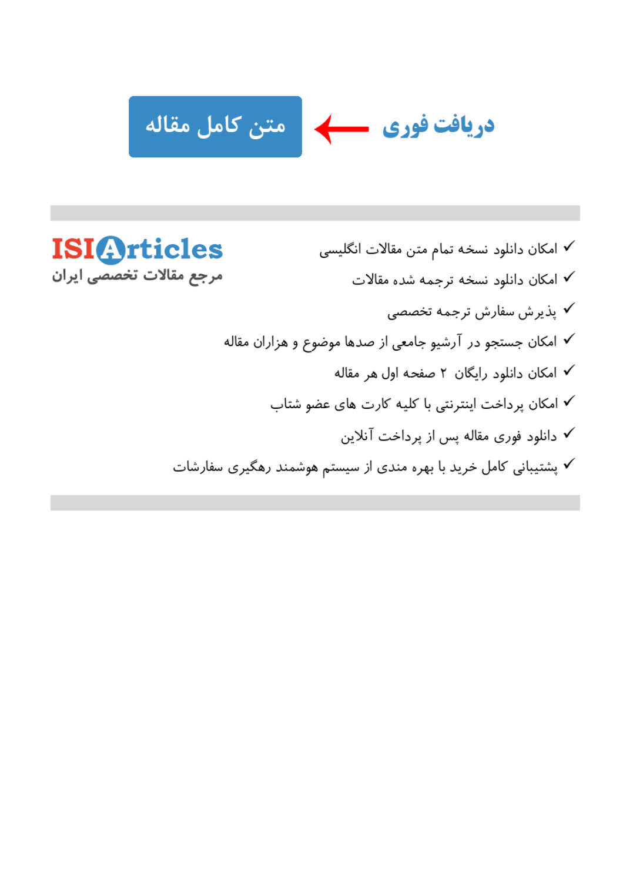متن کامل مقاله ← دریافت فوری

ISIArticles
مرجع مقالات تخصصی ایران

- ✓ امکان دانلود نسخه تمام متن مقالات انگلیسی
- ✓ امکان دانلود نسخه ترجمه شده مقالات
- ✓ پذیرش سفارش ترجمه تخصصی
- ✓ امکان جستجو در آرشیو جامعی از صدها موضوع و هزاران مقاله
- ✓ امکان دانلود رایگان ۲ صفحه اول هر مقاله
- ✓ امکان پرداخت اینترنتی با کلیه کارت های عضو شتاب
- ✓ دانلود فوری مقاله پس از پرداخت آنلاین
- ✓ پشتیبانی کامل خرید با بهره مندی از سیستم هوشمند رهگیری سفارشات